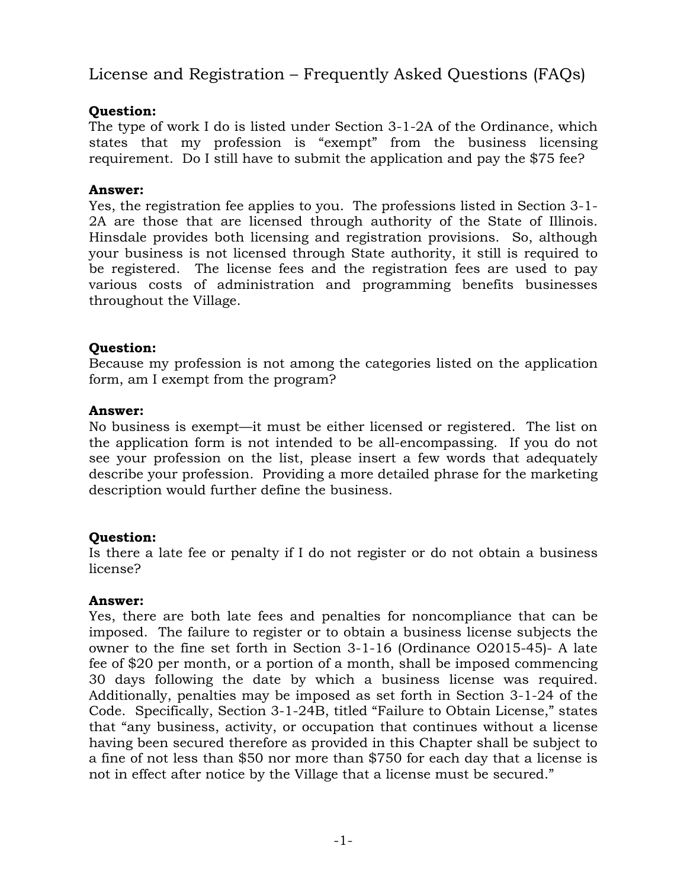# License and Registration – Frequently Asked Questions (FAQs)

**Question:**
The type of work I do is listed under Section 3-1-2A of the Ordinance, which states that my profession is "exempt" from the business licensing requirement. Do I still have to submit the application and pay the $75 fee?

**Answer:**
Yes, the registration fee applies to you. The professions listed in Section 3-1-2A are those that are licensed through authority of the State of Illinois. Hinsdale provides both licensing and registration provisions. So, although your business is not licensed through State authority, it still is required to be registered. The license fees and the registration fees are used to pay various costs of administration and programming benefits businesses throughout the Village.

**Question:**
Because my profession is not among the categories listed on the application form, am I exempt from the program?

**Answer:**
No business is exempt—it must be either licensed or registered. The list on the application form is not intended to be all-encompassing. If you do not see your profession on the list, please insert a few words that adequately describe your profession. Providing a more detailed phrase for the marketing description would further define the business.

**Question:**
Is there a late fee or penalty if I do not register or do not obtain a business license?

**Answer:**
Yes, there are both late fees and penalties for noncompliance that can be imposed. The failure to register or to obtain a business license subjects the owner to the fine set forth in Section 3-1-16 (Ordinance O2015-45)- A late fee of $20 per month, or a portion of a month, shall be imposed commencing 30 days following the date by which a business license was required. Additionally, penalties may be imposed as set forth in Section 3-1-24 of the Code. Specifically, Section 3-1-24B, titled "Failure to Obtain License," states that "any business, activity, or occupation that continues without a license having been secured therefore as provided in this Chapter shall be subject to a fine of not less than $50 nor more than $750 for each day that a license is not in effect after notice by the Village that a license must be secured."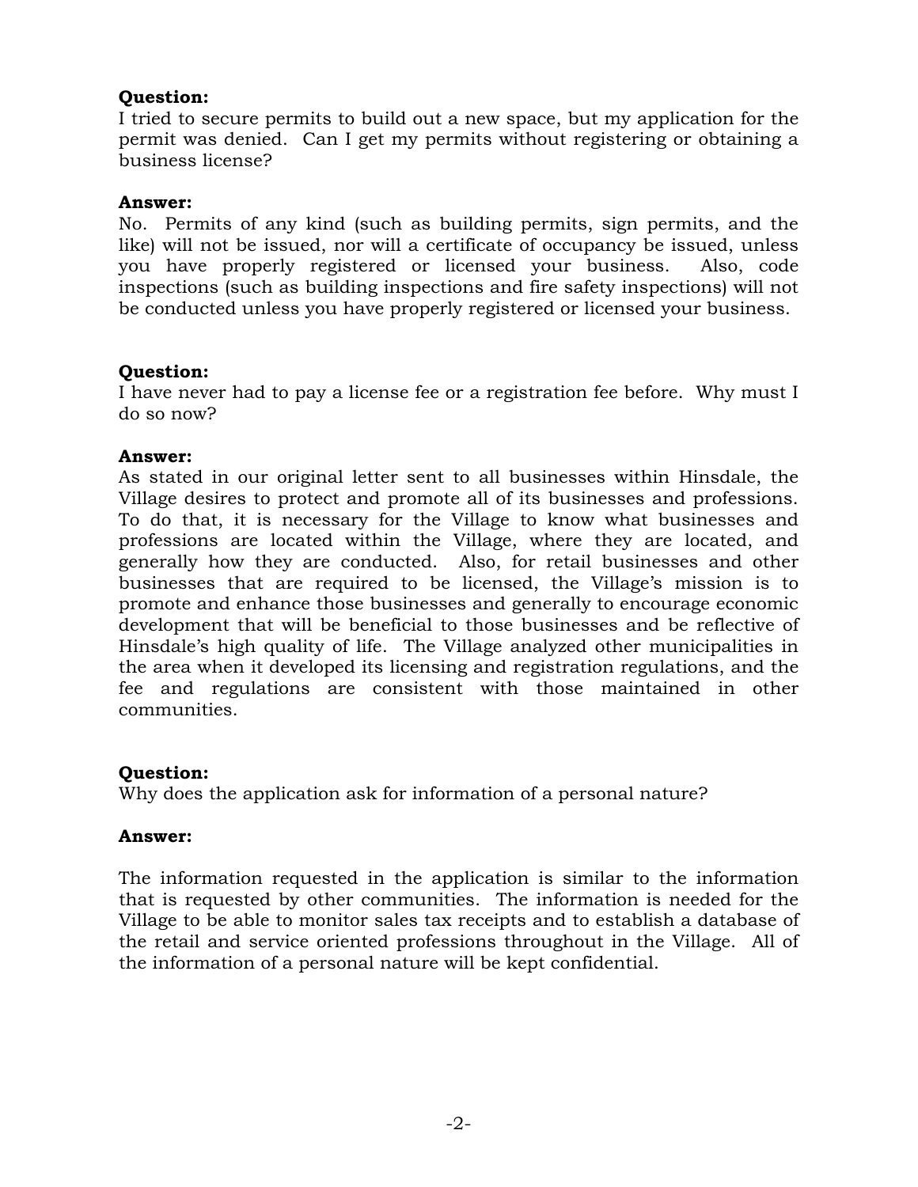**Question:**
I tried to secure permits to build out a new space, but my application for the permit was denied. Can I get my permits without registering or obtaining a business license?

**Answer:**
No. Permits of any kind (such as building permits, sign permits, and the like) will not be issued, nor will a certificate of occupancy be issued, unless you have properly registered or licensed your business. Also, code inspections (such as building inspections and fire safety inspections) will not be conducted unless you have properly registered or licensed your business.

**Question:**
I have never had to pay a license fee or a registration fee before. Why must I do so now?

**Answer:**
As stated in our original letter sent to all businesses within Hinsdale, the Village desires to protect and promote all of its businesses and professions. To do that, it is necessary for the Village to know what businesses and professions are located within the Village, where they are located, and generally how they are conducted. Also, for retail businesses and other businesses that are required to be licensed, the Village's mission is to promote and enhance those businesses and generally to encourage economic development that will be beneficial to those businesses and be reflective of Hinsdale's high quality of life. The Village analyzed other municipalities in the area when it developed its licensing and registration regulations, and the fee and regulations are consistent with those maintained in other communities.

**Question:**
Why does the application ask for information of a personal nature?

**Answer:**

The information requested in the application is similar to the information that is requested by other communities. The information is needed for the Village to be able to monitor sales tax receipts and to establish a database of the retail and service oriented professions throughout in the Village. All of the information of a personal nature will be kept confidential.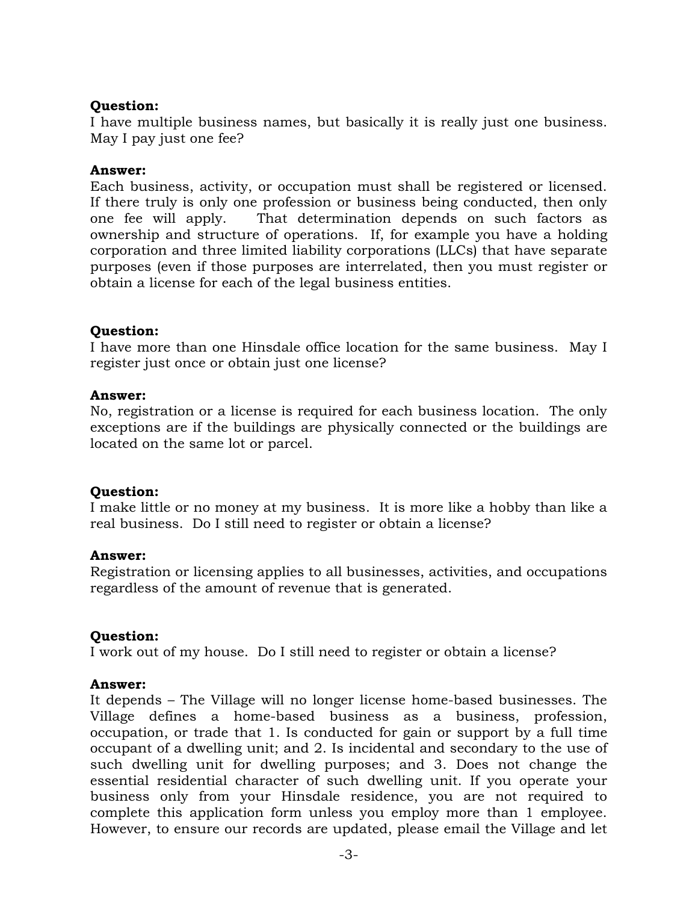**Question:**
I have multiple business names, but basically it is really just one business. May I pay just one fee?

**Answer:**
Each business, activity, or occupation must shall be registered or licensed. If there truly is only one profession or business being conducted, then only one fee will apply. That determination depends on such factors as ownership and structure of operations. If, for example you have a holding corporation and three limited liability corporations (LLCs) that have separate purposes (even if those purposes are interrelated, then you must register or obtain a license for each of the legal business entities.

**Question:**
I have more than one Hinsdale office location for the same business. May I register just once or obtain just one license?

**Answer:**
No, registration or a license is required for each business location. The only exceptions are if the buildings are physically connected or the buildings are located on the same lot or parcel.

**Question:**
I make little or no money at my business. It is more like a hobby than like a real business. Do I still need to register or obtain a license?

**Answer:**
Registration or licensing applies to all businesses, activities, and occupations regardless of the amount of revenue that is generated.

**Question:**
I work out of my house. Do I still need to register or obtain a license?

**Answer:**
It depends – The Village will no longer license home-based businesses. The Village defines a home-based business as a business, profession, occupation, or trade that 1. Is conducted for gain or support by a full time occupant of a dwelling unit; and 2. Is incidental and secondary to the use of such dwelling unit for dwelling purposes; and 3. Does not change the essential residential character of such dwelling unit. If you operate your business only from your Hinsdale residence, you are not required to complete this application form unless you employ more than 1 employee. However, to ensure our records are updated, please email the Village and let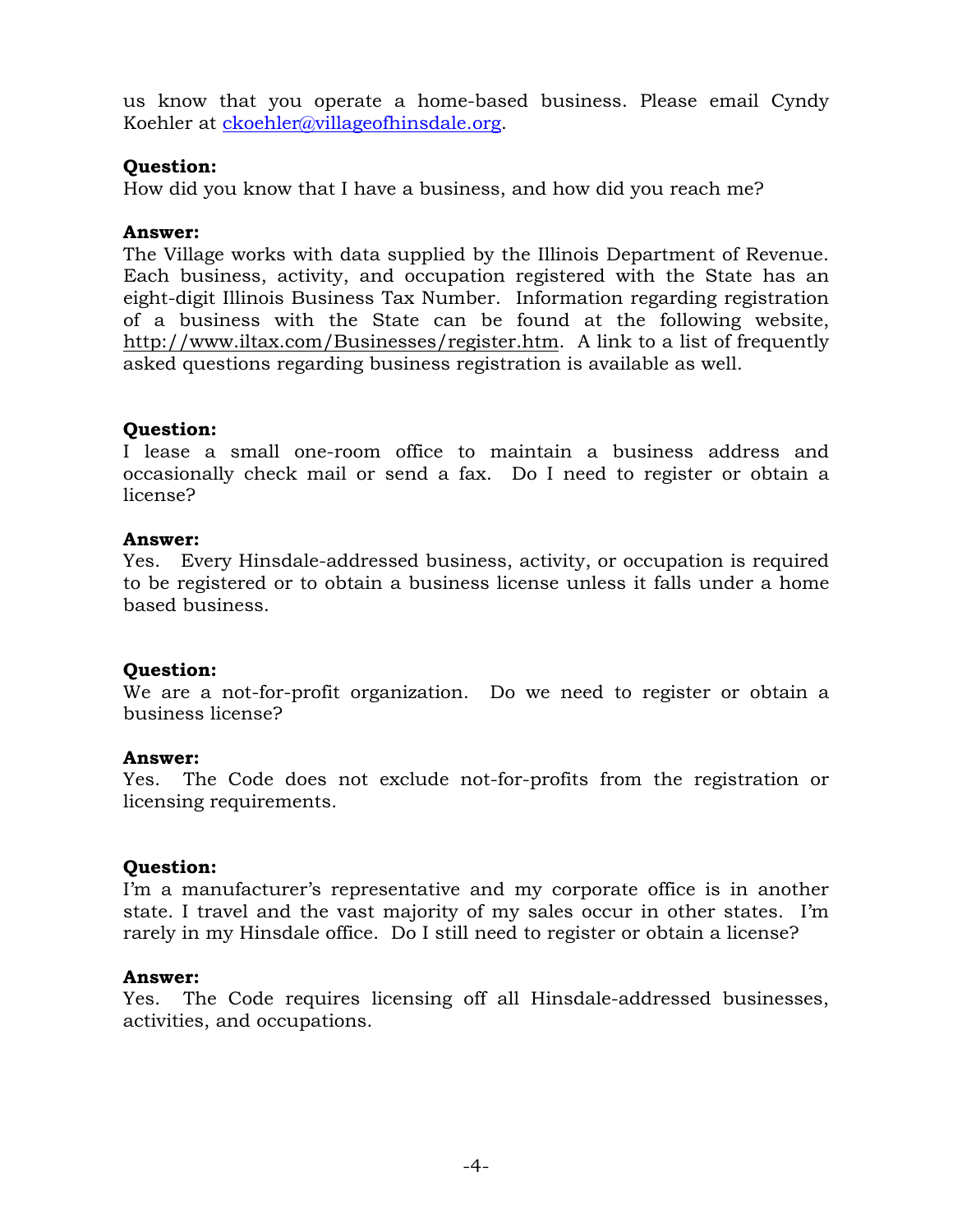us know that you operate a home-based business. Please email Cyndy Koehler at [ckoehler@villageofhinsdale.org](mailto:ckoehler@villageofhinsdale.org).

**Question:**
How did you know that I have a business, and how did you reach me?

**Answer:**
The Village works with data supplied by the Illinois Department of Revenue. Each business, activity, and occupation registered with the State has an eight-digit Illinois Business Tax Number. Information regarding registration of a business with the State can be found at the following website, http://www.iltax.com/Businesses/register.htm. A link to a list of frequently asked questions regarding business registration is available as well.

**Question:**
I lease a small one-room office to maintain a business address and occasionally check mail or send a fax. Do I need to register or obtain a license?

**Answer:**
Yes. Every Hinsdale-addressed business, activity, or occupation is required to be registered or to obtain a business license unless it falls under a home based business.

**Question:**
We are a not-for-profit organization. Do we need to register or obtain a business license?

**Answer:**
Yes. The Code does not exclude not-for-profits from the registration or licensing requirements.

**Question:**
I'm a manufacturer's representative and my corporate office is in another state. I travel and the vast majority of my sales occur in other states. I'm rarely in my Hinsdale office. Do I still need to register or obtain a license?

**Answer:**
Yes. The Code requires licensing off all Hinsdale-addressed businesses, activities, and occupations.